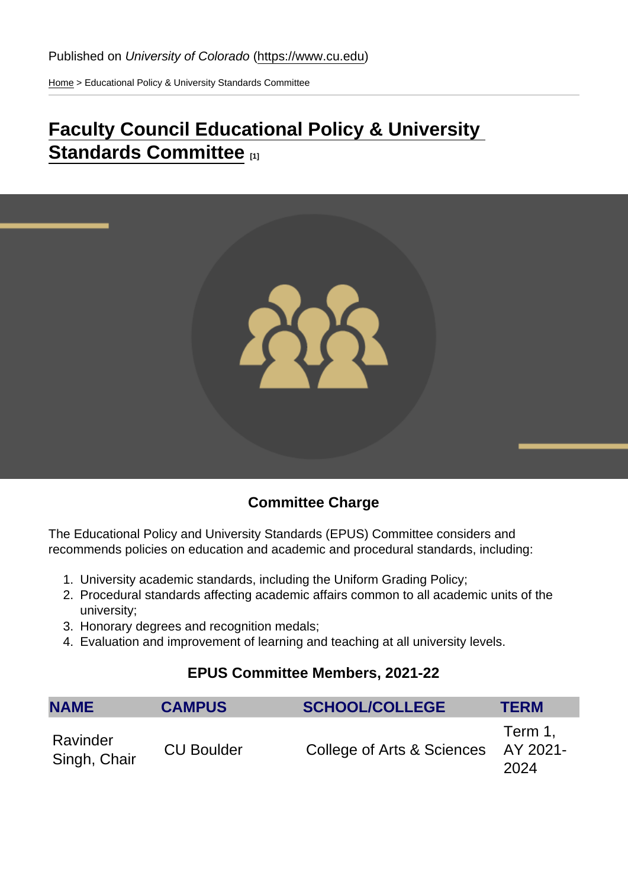Published on *University of Colorado* (https://www.cu.edu)

Home > Educational Policy & University Standards Committee

# Faculty Council Educational Policy & University Standards Committee [1]

### Committee Charge

The Educational Policy and University Standards (EPUS) Committee considers and recommends policies on education and academic and procedural standards, including:

1. University academic standards, including the Uniform Grading Policy;
2. Procedural standards affecting academic affairs common to all academic units of the university;
3. Honorary degrees and recognition medals;
4. Evaluation and improvement of learning and teaching at all university levels.

### EPUS Committee Members, 2021-22

| NAME | CAMPUS | SCHOOL/COLLEGE | TERM |
|---|---|---|---|
| Ravinder Singh, Chair | CU Boulder | College of Arts & Sciences | Term 1, AY 2021-2024 |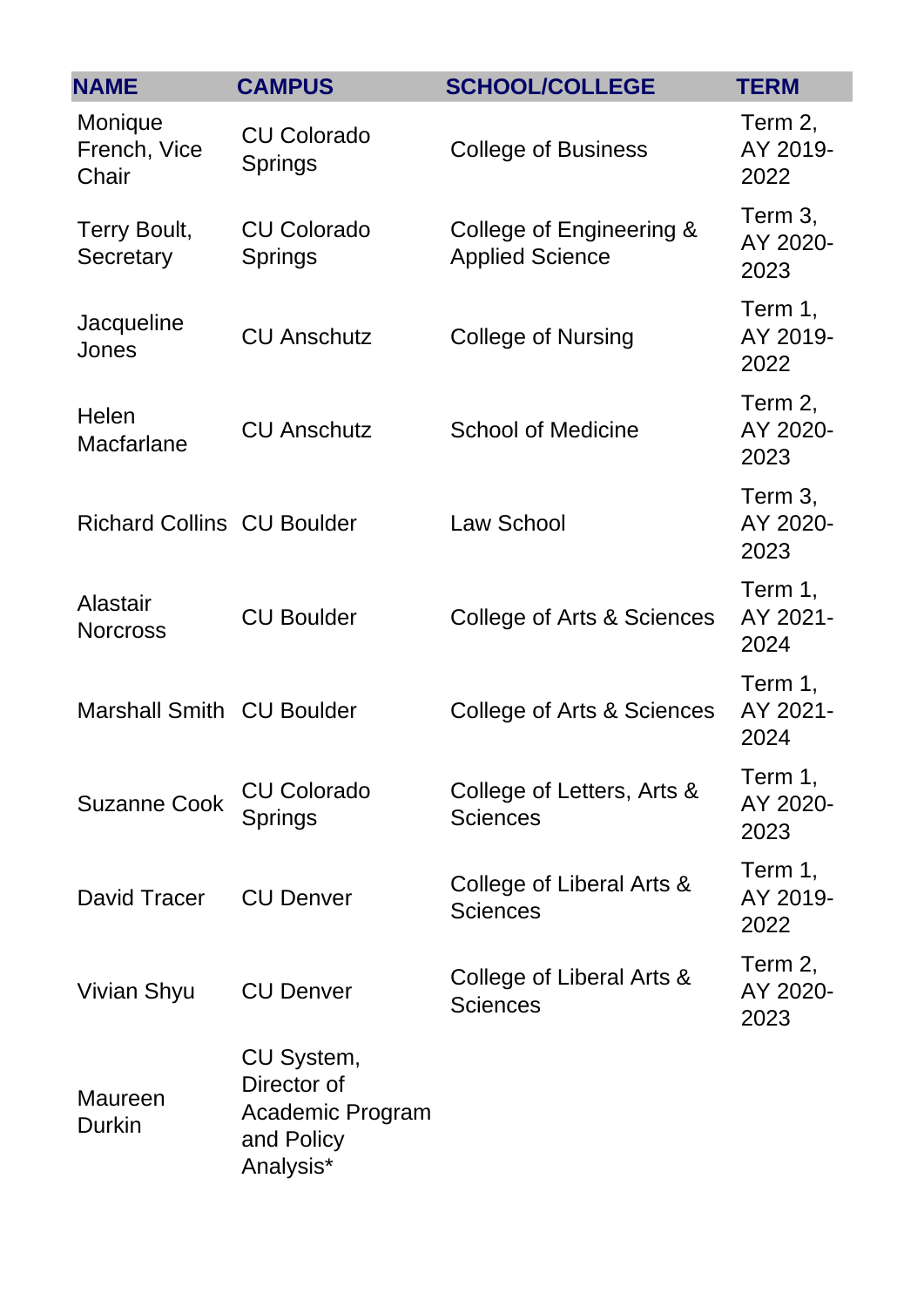| NAME | CAMPUS | SCHOOL/COLLEGE | TERM |
| --- | --- | --- | --- |
| Monique French, Vice Chair | CU Colorado Springs | College of Business | Term 2, AY 2019-2022 |
| Terry Boult, Secretary | CU Colorado Springs | College of Engineering & Applied Science | Term 3, AY 2020-2023 |
| Jacqueline Jones | CU Anschutz | College of Nursing | Term 1, AY 2019-2022 |
| Helen Macfarlane | CU Anschutz | School of Medicine | Term 2, AY 2020-2023 |
| Richard Collins | CU Boulder | Law School | Term 3, AY 2020-2023 |
| Alastair Norcross | CU Boulder | College of Arts & Sciences | Term 1, AY 2021-2024 |
| Marshall Smith | CU Boulder | College of Arts & Sciences | Term 1, AY 2021-2024 |
| Suzanne Cook | CU Colorado Springs | College of Letters, Arts & Sciences | Term 1, AY 2020-2023 |
| David Tracer | CU Denver | College of Liberal Arts & Sciences | Term 1, AY 2019-2022 |
| Vivian Shyu | CU Denver | College of Liberal Arts & Sciences | Term 2, AY 2020-2023 |
| Maureen Durkin | CU System, Director of Academic Program and Policy Analysis* | | |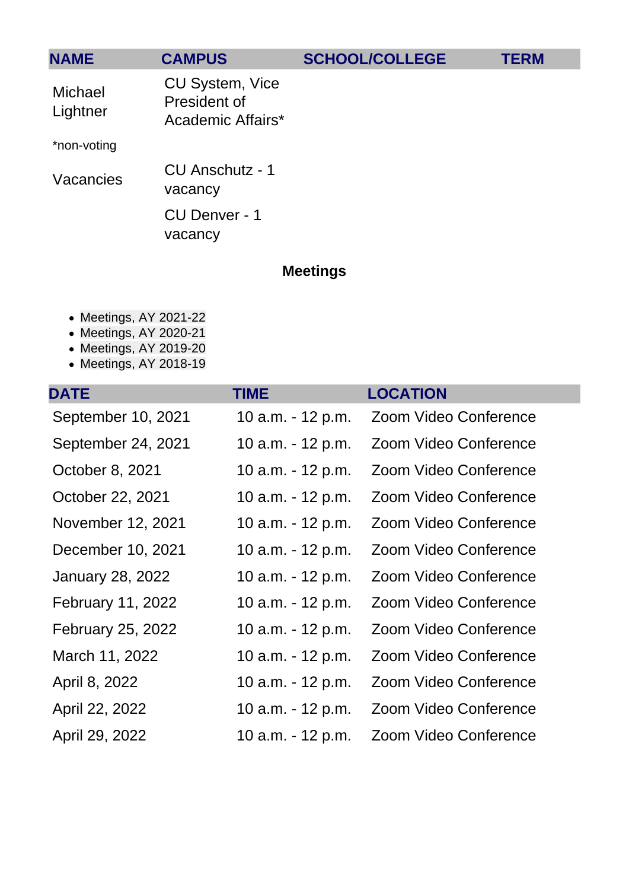| NAME | CAMPUS | SCHOOL/COLLEGE | TERM |
|---|---|---|---|
| Michael Lightner | CU System, Vice President of Academic Affairs* | | |
| *non-voting | | | |
| Vacancies | CU Anschutz - 1 vacancy | | |
| | CU Denver - 1 vacancy | | |

## Meetings

- Meetings, AY 2021-22
- Meetings, AY 2020-21
- Meetings, AY 2019-20
- Meetings, AY 2018-19

| DATE | TIME | LOCATION |
|---|---|---|
| September 10, 2021 | 10 a.m. - 12 p.m. | Zoom Video Conference |
| September 24, 2021 | 10 a.m. - 12 p.m. | Zoom Video Conference |
| October 8, 2021 | 10 a.m. - 12 p.m. | Zoom Video Conference |
| October 22, 2021 | 10 a.m. - 12 p.m. | Zoom Video Conference |
| November 12, 2021 | 10 a.m. - 12 p.m. | Zoom Video Conference |
| December 10, 2021 | 10 a.m. - 12 p.m. | Zoom Video Conference |
| January 28, 2022 | 10 a.m. - 12 p.m. | Zoom Video Conference |
| February 11, 2022 | 10 a.m. - 12 p.m. | Zoom Video Conference |
| February 25, 2022 | 10 a.m. - 12 p.m. | Zoom Video Conference |
| March 11, 2022 | 10 a.m. - 12 p.m. | Zoom Video Conference |
| April 8, 2022 | 10 a.m. - 12 p.m. | Zoom Video Conference |
| April 22, 2022 | 10 a.m. - 12 p.m. | Zoom Video Conference |
| April 29, 2022 | 10 a.m. - 12 p.m. | Zoom Video Conference |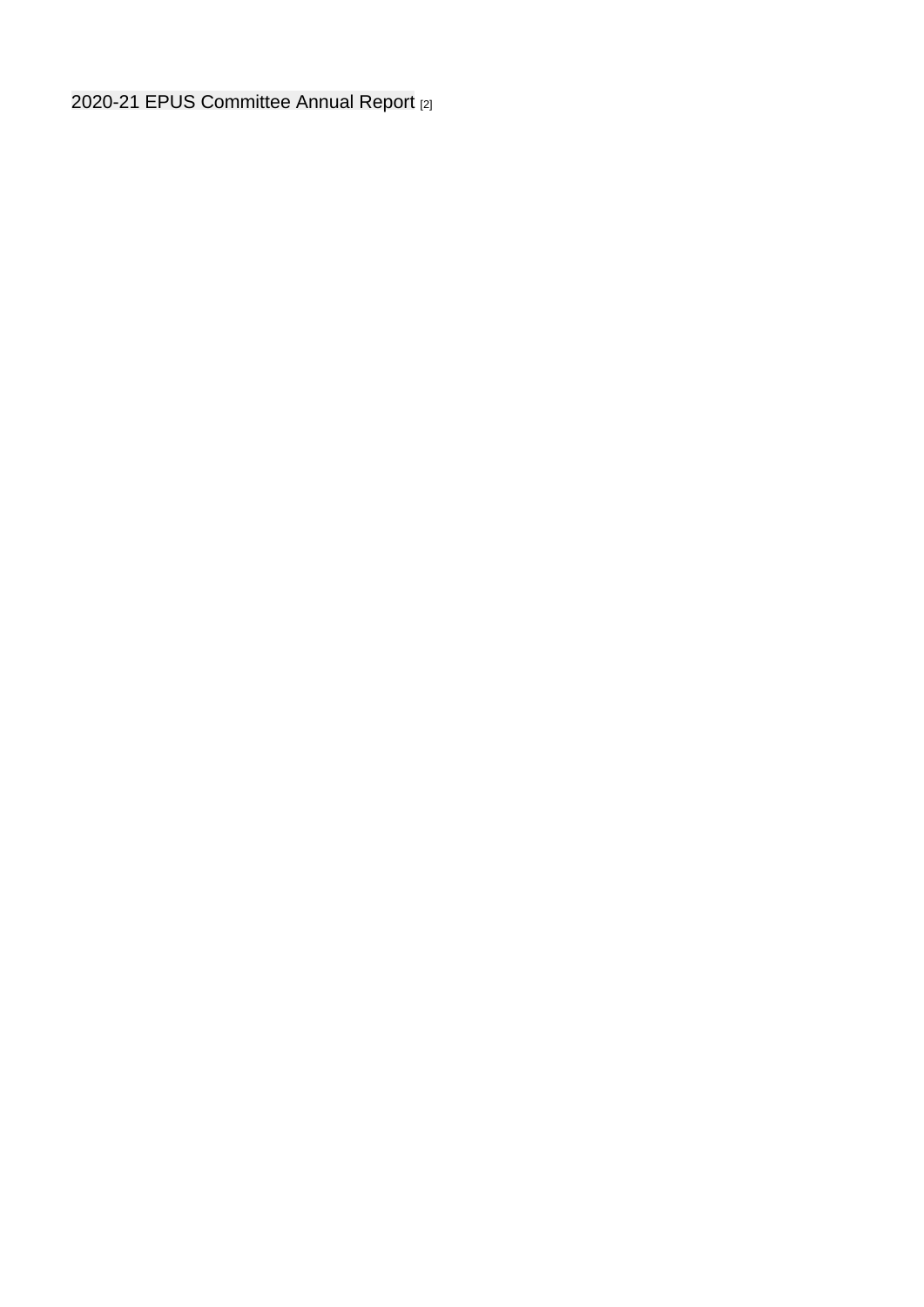2020-21 EPUS Committee Annual Report [2]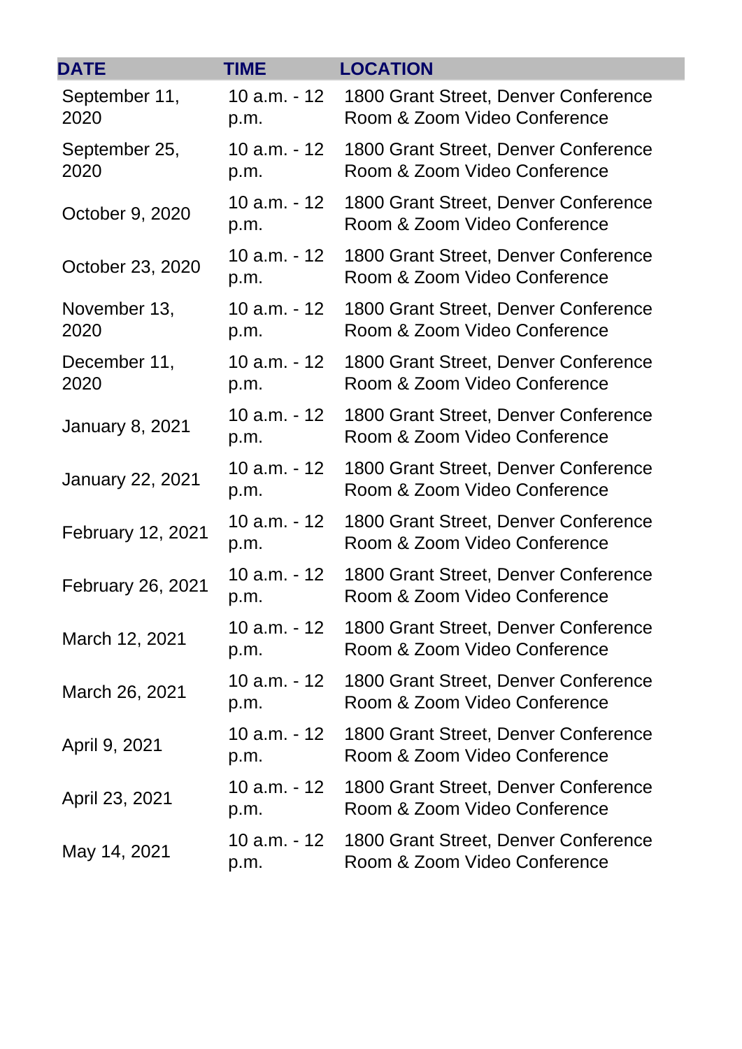| DATE | TIME | LOCATION |
|---|---|---|
| September 11, 2020 | 10 a.m. - 12 p.m. | 1800 Grant Street, Denver Conference Room & Zoom Video Conference |
| September 25, 2020 | 10 a.m. - 12 p.m. | 1800 Grant Street, Denver Conference Room & Zoom Video Conference |
| October 9, 2020 | 10 a.m. - 12 p.m. | 1800 Grant Street, Denver Conference Room & Zoom Video Conference |
| October 23, 2020 | 10 a.m. - 12 p.m. | 1800 Grant Street, Denver Conference Room & Zoom Video Conference |
| November 13, 2020 | 10 a.m. - 12 p.m. | 1800 Grant Street, Denver Conference Room & Zoom Video Conference |
| December 11, 2020 | 10 a.m. - 12 p.m. | 1800 Grant Street, Denver Conference Room & Zoom Video Conference |
| January 8, 2021 | 10 a.m. - 12 p.m. | 1800 Grant Street, Denver Conference Room & Zoom Video Conference |
| January 22, 2021 | 10 a.m. - 12 p.m. | 1800 Grant Street, Denver Conference Room & Zoom Video Conference |
| February 12, 2021 | 10 a.m. - 12 p.m. | 1800 Grant Street, Denver Conference Room & Zoom Video Conference |
| February 26, 2021 | 10 a.m. - 12 p.m. | 1800 Grant Street, Denver Conference Room & Zoom Video Conference |
| March 12, 2021 | 10 a.m. - 12 p.m. | 1800 Grant Street, Denver Conference Room & Zoom Video Conference |
| March 26, 2021 | 10 a.m. - 12 p.m. | 1800 Grant Street, Denver Conference Room & Zoom Video Conference |
| April 9, 2021 | 10 a.m. - 12 p.m. | 1800 Grant Street, Denver Conference Room & Zoom Video Conference |
| April 23, 2021 | 10 a.m. - 12 p.m. | 1800 Grant Street, Denver Conference Room & Zoom Video Conference |
| May 14, 2021 | 10 a.m. - 12 p.m. | 1800 Grant Street, Denver Conference Room & Zoom Video Conference |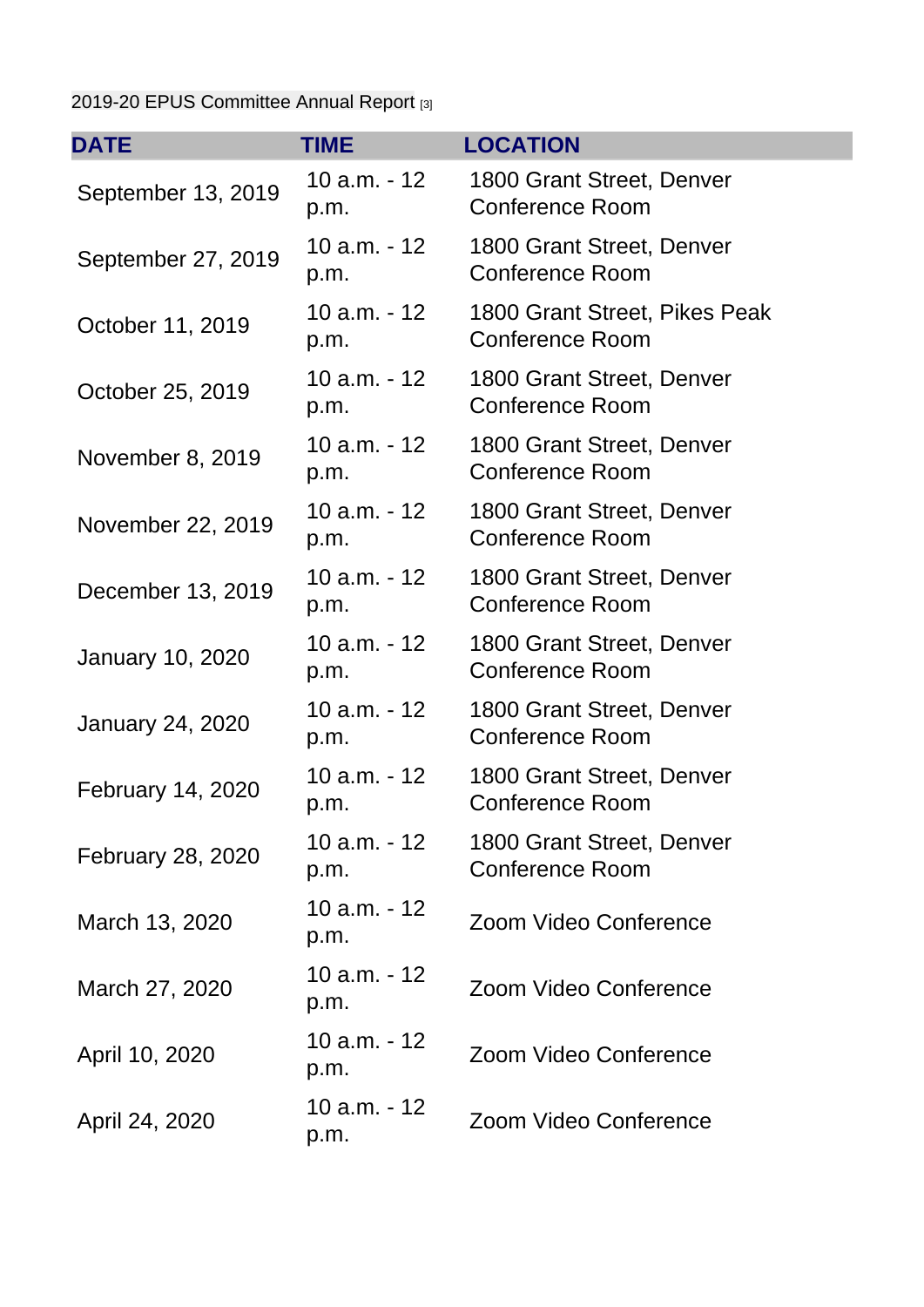2019-20 EPUS Committee Annual Report [3]

| DATE | TIME | LOCATION |
|---|---|---|
| September 13, 2019 | 10 a.m. - 12 p.m. | 1800 Grant Street, Denver Conference Room |
| September 27, 2019 | 10 a.m. - 12 p.m. | 1800 Grant Street, Denver Conference Room |
| October 11, 2019 | 10 a.m. - 12 p.m. | 1800 Grant Street, Pikes Peak Conference Room |
| October 25, 2019 | 10 a.m. - 12 p.m. | 1800 Grant Street, Denver Conference Room |
| November 8, 2019 | 10 a.m. - 12 p.m. | 1800 Grant Street, Denver Conference Room |
| November 22, 2019 | 10 a.m. - 12 p.m. | 1800 Grant Street, Denver Conference Room |
| December 13, 2019 | 10 a.m. - 12 p.m. | 1800 Grant Street, Denver Conference Room |
| January 10, 2020 | 10 a.m. - 12 p.m. | 1800 Grant Street, Denver Conference Room |
| January 24, 2020 | 10 a.m. - 12 p.m. | 1800 Grant Street, Denver Conference Room |
| February 14, 2020 | 10 a.m. - 12 p.m. | 1800 Grant Street, Denver Conference Room |
| February 28, 2020 | 10 a.m. - 12 p.m. | 1800 Grant Street, Denver Conference Room |
| March 13, 2020 | 10 a.m. - 12 p.m. | Zoom Video Conference |
| March 27, 2020 | 10 a.m. - 12 p.m. | Zoom Video Conference |
| April 10, 2020 | 10 a.m. - 12 p.m. | Zoom Video Conference |
| April 24, 2020 | 10 a.m. - 12 p.m. | Zoom Video Conference |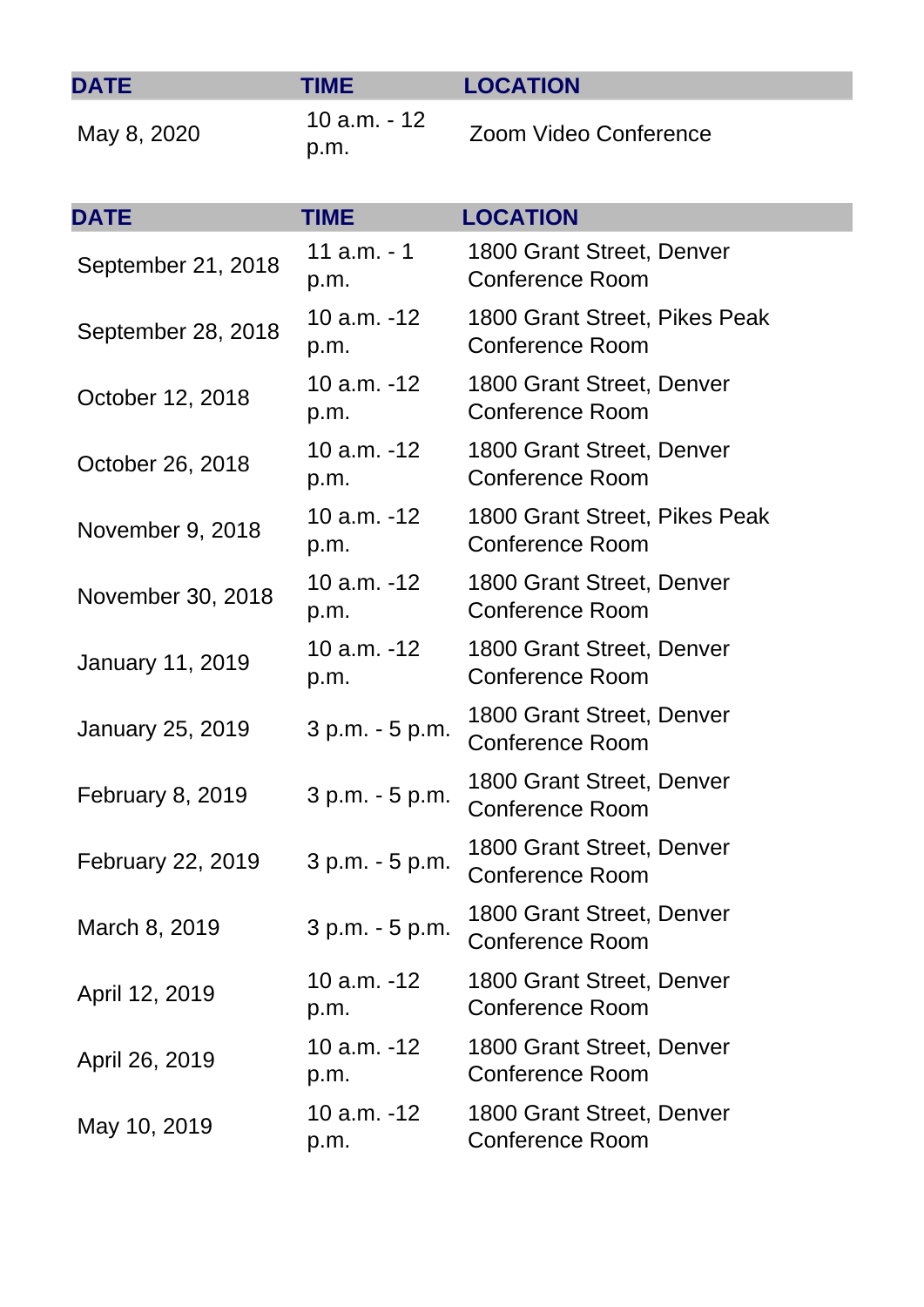| DATE | TIME | LOCATION |
|---|---|---|
| May 8, 2020 | 10 a.m. - 12 p.m. | Zoom Video Conference |

| DATE | TIME | LOCATION |
|---|---|---|
| September 21, 2018 | 11 a.m. - 1 p.m. | 1800 Grant Street, Denver Conference Room |
| September 28, 2018 | 10 a.m. -12 p.m. | 1800 Grant Street, Pikes Peak Conference Room |
| October 12, 2018 | 10 a.m. -12 p.m. | 1800 Grant Street, Denver Conference Room |
| October 26, 2018 | 10 a.m. -12 p.m. | 1800 Grant Street, Denver Conference Room |
| November 9, 2018 | 10 a.m. -12 p.m. | 1800 Grant Street, Pikes Peak Conference Room |
| November 30, 2018 | 10 a.m. -12 p.m. | 1800 Grant Street, Denver Conference Room |
| January 11, 2019 | 10 a.m. -12 p.m. | 1800 Grant Street, Denver Conference Room |
| January 25, 2019 | 3 p.m. - 5 p.m. | 1800 Grant Street, Denver Conference Room |
| February 8, 2019 | 3 p.m. - 5 p.m. | 1800 Grant Street, Denver Conference Room |
| February 22, 2019 | 3 p.m. - 5 p.m. | 1800 Grant Street, Denver Conference Room |
| March 8, 2019 | 3 p.m. - 5 p.m. | 1800 Grant Street, Denver Conference Room |
| April 12, 2019 | 10 a.m. -12 p.m. | 1800 Grant Street, Denver Conference Room |
| April 26, 2019 | 10 a.m. -12 p.m. | 1800 Grant Street, Denver Conference Room |
| May 10, 2019 | 10 a.m. -12 p.m. | 1800 Grant Street, Denver Conference Room |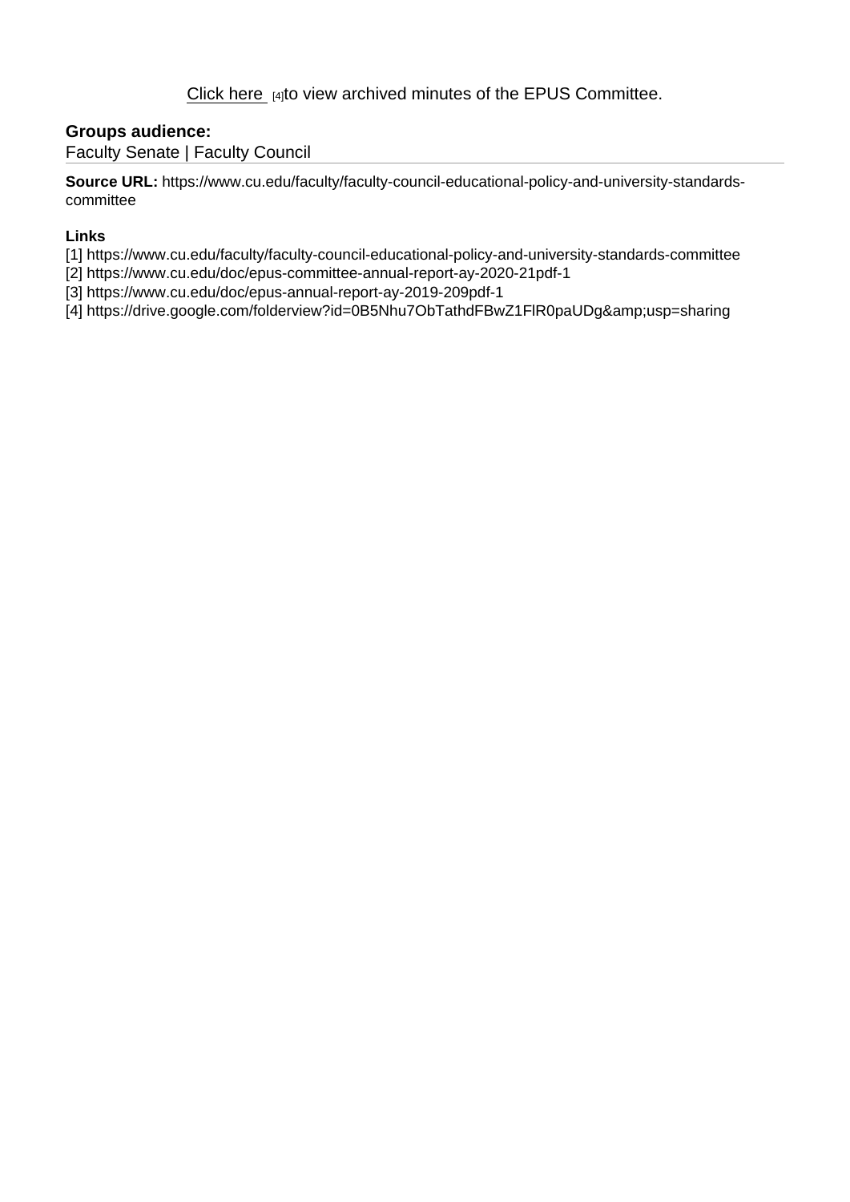Click here [4] to view archived minutes of the EPUS Committee.

**Groups audience:**
Faculty Senate | Faculty Council

**Source URL:** https://www.cu.edu/faculty/faculty-council-educational-policy-and-university-standards-committee

**Links**
[1] https://www.cu.edu/faculty/faculty-council-educational-policy-and-university-standards-committee
[2] https://www.cu.edu/doc/epus-committee-annual-report-ay-2020-21pdf-1
[3] https://www.cu.edu/doc/epus-annual-report-ay-2019-209pdf-1
[4] https://drive.google.com/folderview?id=0B5Nhu7ObTathdFBwZ1FlR0paUDg&amp;usp=sharing